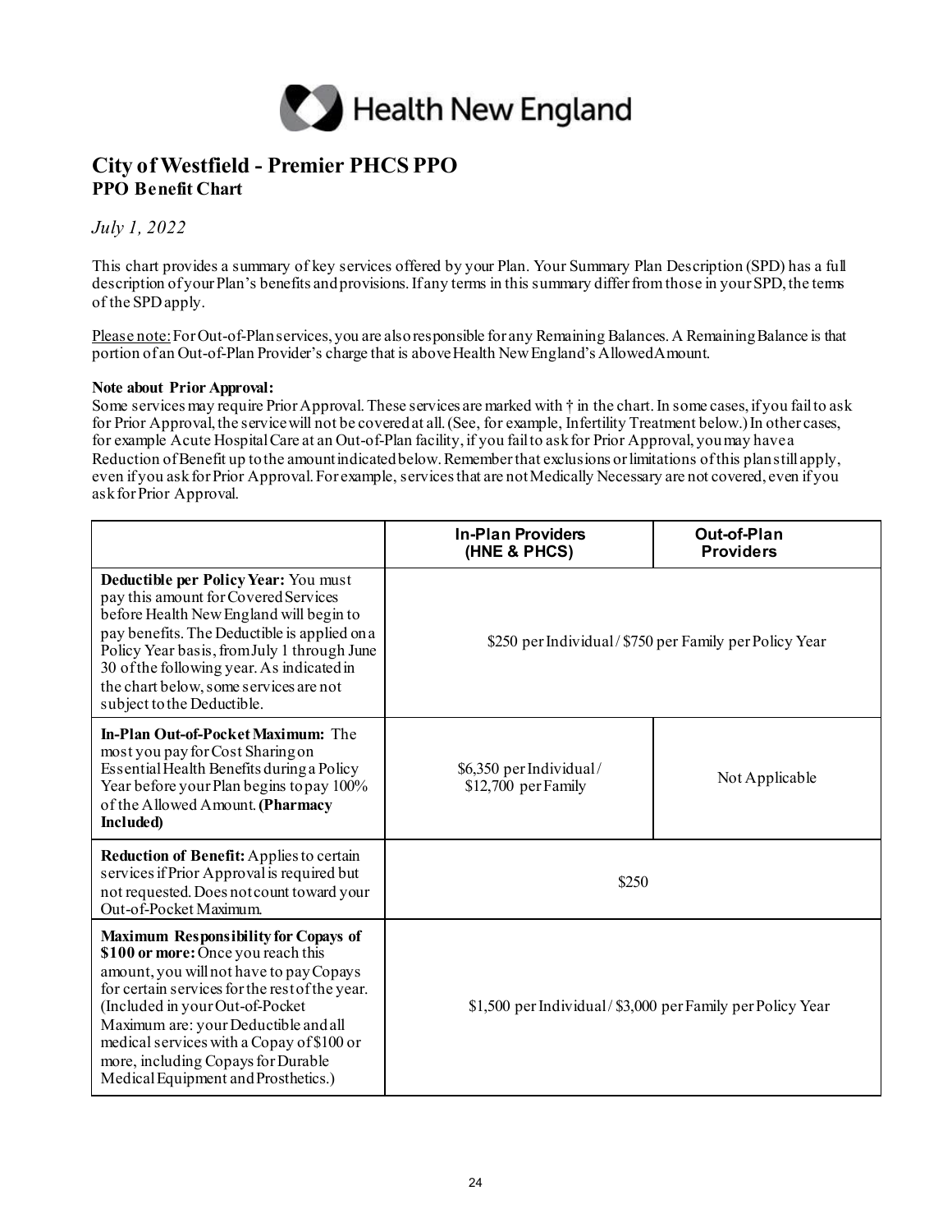Health New England

# City of Westfield - Premier PHCS PPO

## PPO Benefit Chart

*July 1, 2022*

This chart provides a summary of key services offered by your Plan. Your Summary Plan Description (SPD) has a full description of your Plan's benefits and provisions. If any terms in this summary differ from those in your SPD, the terms of the SPD apply.

Please note: For Out-of-Plan services, you are also responsible for any Remaining Balances. A Remaining Balance is that portion of an Out-of-Plan Provider's charge that is above Health New England's Allowed Amount.

**Note about Prior Approval:**
Some services may require Prior Approval. These services are marked with † in the chart. In some cases, if you fail to ask for Prior Approval, the service will not be covered at all. (See, for example, Infertility Treatment below.) In other cases, for example Acute Hospital Care at an Out-of-Plan facility, if you fail to ask for Prior Approval, you may have a Reduction of Benefit up to the amount indicated below. Remember that exclusions or limitations of this plan still apply, even if you ask for Prior Approval. For example, services that are not Medically Necessary are not covered, even if you ask for Prior Approval.

| | In-Plan Providers (HNE & PHCS) | Out-of-Plan Providers |
|---|---|---|
| **Deductible per Policy Year:** You must pay this amount for Covered Services before Health New England will begin to pay benefits. The Deductible is applied on a Policy Year basis, from July 1 through June 30 of the following year. As indicated in the chart below, some services are not subject to the Deductible. | $250 per Individual / $750 per Family per Policy Year | |
| **In-Plan Out-of-Pocket Maximum:** The most you pay for Cost Sharing on Essential Health Benefits during a Policy Year before your Plan begins to pay 100% of the Allowed Amount. **(Pharmacy Included)** | $6,350 per Individual / $12,700 per Family | Not Applicable |
| **Reduction of Benefit:** Applies to certain services if Prior Approval is required but not requested. Does not count toward your Out-of-Pocket Maximum. | $250 | |
| **Maximum Responsibility for Copays of $100 or more:** Once you reach this amount, you will not have to pay Copays for certain services for the rest of the year. (Included in your Out-of-Pocket Maximum are: your Deductible and all medical services with a Copay of $100 or more, including Copays for Durable Medical Equipment and Prosthetics.) | $1,500 per Individual / $3,000 per Family per Policy Year | |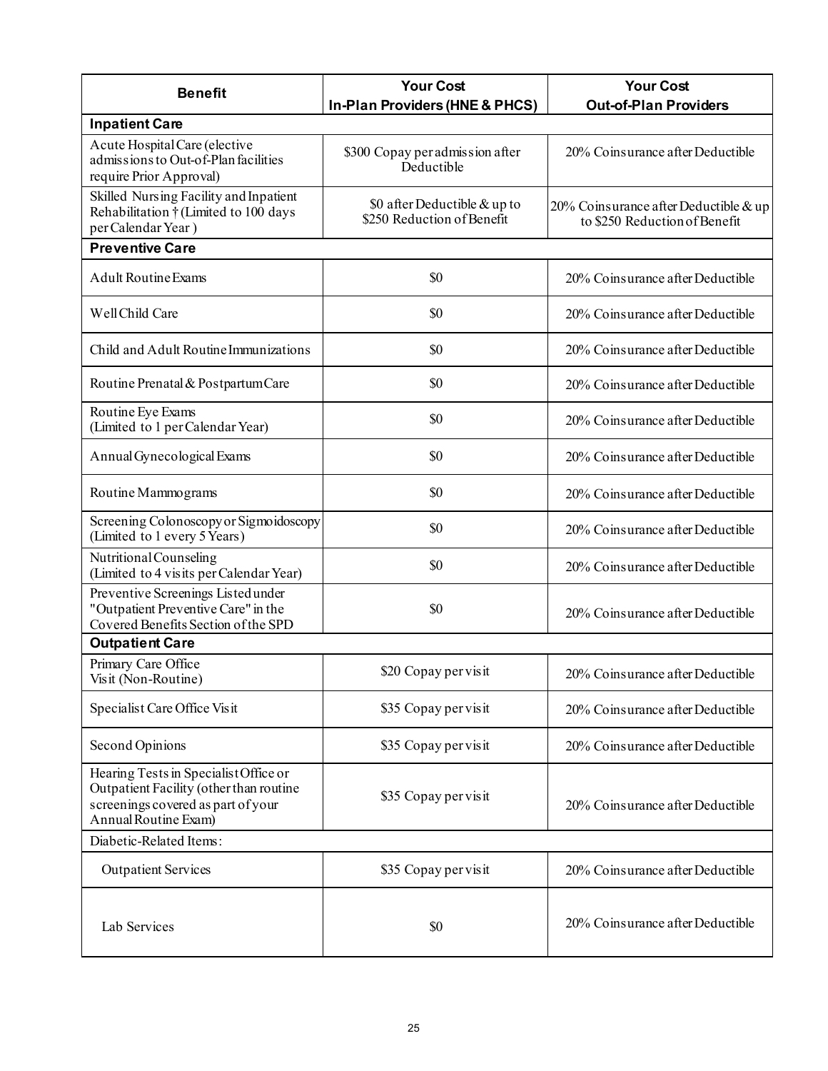| Benefit | Your Cost In-Plan Providers (HNE & PHCS) | Your Cost Out-of-Plan Providers |
|---|---|---|
| **Inpatient Care** | | |
| Acute Hospital Care (elective admissions to Out-of-Plan facilities require Prior Approval) | $300 Copay per admission after Deductible | 20% Coinsurance after Deductible |
| Skilled Nursing Facility and Inpatient Rehabilitation † (Limited to 100 days per Calendar Year ) | $0 after Deductible & up to $250 Reduction of Benefit | 20% Coinsurance after Deductible & up to $250 Reduction of Benefit |
| **Preventive Care** | | |
| Adult Routine Exams | $0 | 20% Coinsurance after Deductible |
| Well Child Care | $0 | 20% Coinsurance after Deductible |
| Child and Adult Routine Immunizations | $0 | 20% Coinsurance after Deductible |
| Routine Prenatal & Postpartum Care | $0 | 20% Coinsurance after Deductible |
| Routine Eye Exams (Limited to 1 per Calendar Year) | $0 | 20% Coinsurance after Deductible |
| Annual Gynecological Exams | $0 | 20% Coinsurance after Deductible |
| Routine Mammograms | $0 | 20% Coinsurance after Deductible |
| Screening Colonoscopy or Sigmoidoscopy (Limited to 1 every 5 Years) | $0 | 20% Coinsurance after Deductible |
| Nutritional Counseling (Limited to 4 visits per Calendar Year) | $0 | 20% Coinsurance after Deductible |
| Preventive Screenings Listed under "Outpatient Preventive Care" in the Covered Benefits Section of the SPD | $0 | 20% Coinsurance after Deductible |
| **Outpatient Care** | | |
| Primary Care Office Visit (Non-Routine) | $20 Copay per visit | 20% Coinsurance after Deductible |
| Specialist Care Office Visit | $35 Copay per visit | 20% Coinsurance after Deductible |
| Second Opinions | $35 Copay per visit | 20% Coinsurance after Deductible |
| Hearing Tests in Specialist Office or Outpatient Facility (other than routine screenings covered as part of your Annual Routine Exam) | $35 Copay per visit | 20% Coinsurance after Deductible |
| Diabetic-Related Items: | | |
| Outpatient Services | $35 Copay per visit | 20% Coinsurance after Deductible |
| Lab Services | $0 | 20% Coinsurance after Deductible |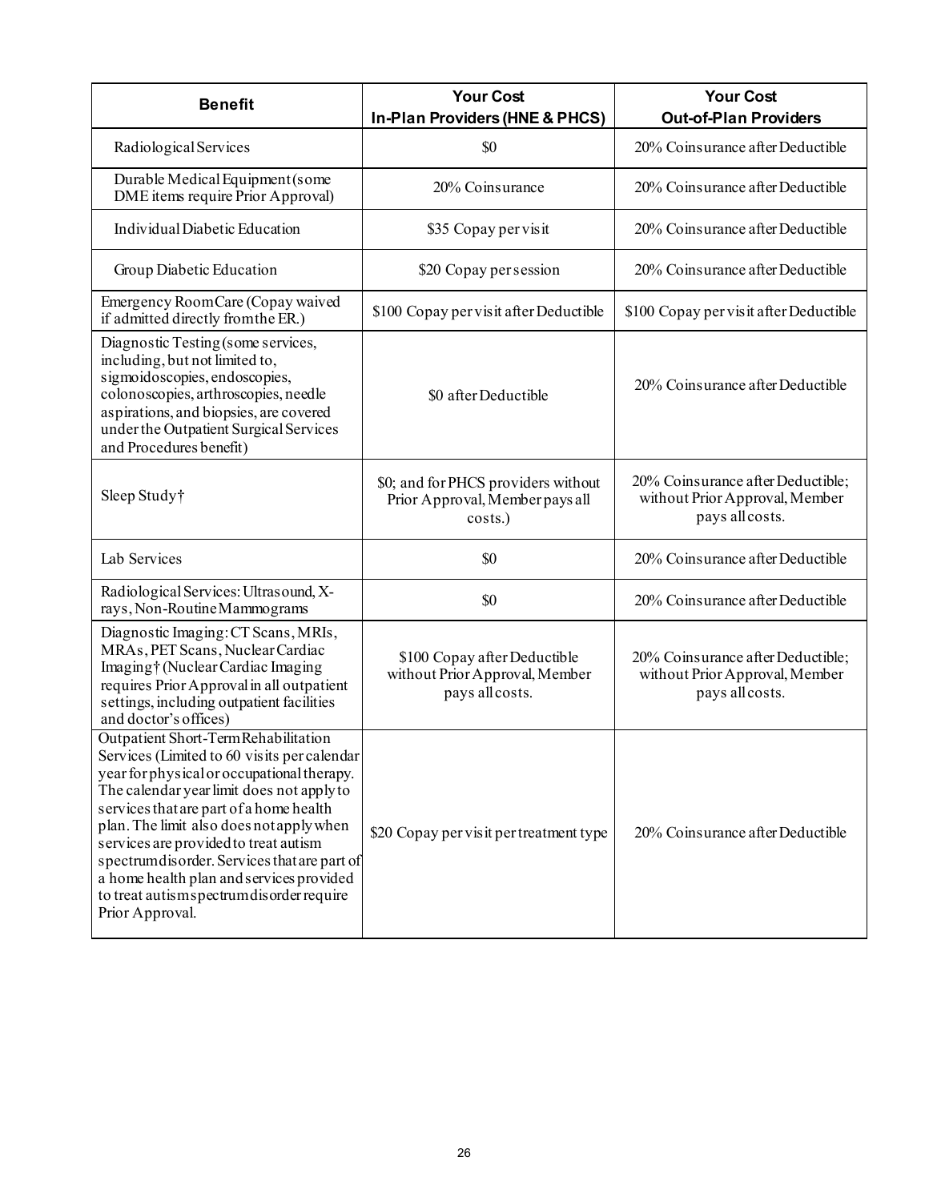| Benefit | Your Cost In-Plan Providers (HNE & PHCS) | Your Cost Out-of-Plan Providers |
|---|---|---|
| Radiological Services | $0 | 20% Coinsurance after Deductible |
| Durable Medical Equipment (some DME items require Prior Approval) | 20% Coinsurance | 20% Coinsurance after Deductible |
| Individual Diabetic Education | $35 Copay per visit | 20% Coinsurance after Deductible |
| Group Diabetic Education | $20 Copay per session | 20% Coinsurance after Deductible |
| Emergency Room Care (Copay waived if admitted directly from the ER.) | $100 Copay per visit after Deductible | $100 Copay per visit after Deductible |
| Diagnostic Testing (some services, including, but not limited to, sigmoidoscopies, endoscopies, colonoscopies, arthroscopies, needle aspirations, and biopsies, are covered under the Outpatient Surgical Services and Procedures benefit) | $0 after Deductible | 20% Coinsurance after Deductible |
| Sleep Study† | $0; and for PHCS providers without Prior Approval, Member pays all costs.) | 20% Coinsurance after Deductible; without Prior Approval, Member pays all costs. |
| Lab Services | $0 | 20% Coinsurance after Deductible |
| Radiological Services: Ultrasound, X-rays, Non-Routine Mammograms | $0 | 20% Coinsurance after Deductible |
| Diagnostic Imaging: CT Scans, MRIs, MRAs, PET Scans, Nuclear Cardiac Imaging† (Nuclear Cardiac Imaging requires Prior Approval in all outpatient settings, including outpatient facilities and doctor's offices) | $100 Copay after Deductible without Prior Approval, Member pays all costs. | 20% Coinsurance after Deductible; without Prior Approval, Member pays all costs. |
| Outpatient Short-Term Rehabilitation Services (Limited to 60 visits per calendar year for physical or occupational therapy. The calendar year limit does not apply to services that are part of a home health plan. The limit also does not apply when services are provided to treat autism spectrum disorder. Services that are part of a home health plan and services provided to treat autism spectrum disorder require Prior Approval. | $20 Copay per visit per treatment type | 20% Coinsurance after Deductible |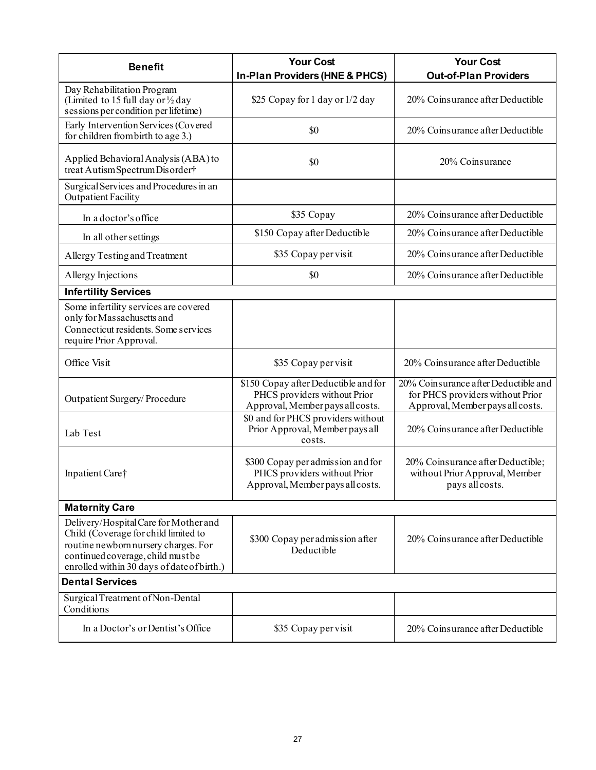| Benefit | Your Cost In-Plan Providers (HNE & PHCS) | Your Cost Out-of-Plan Providers |
|---|---|---|
| Day Rehabilitation Program (Limited to 15 full day or ½ day sessions per condition per lifetime) | $25 Copay for 1 day or 1/2 day | 20% Coinsurance after Deductible |
| Early Intervention Services (Covered for children from birth to age 3.) | $0 | 20% Coinsurance after Deductible |
| Applied Behavioral Analysis (ABA) to treat Autism Spectrum Disorder† | $0 | 20% Coinsurance |
| Surgical Services and Procedures in an Outpatient Facility | | |
| In a doctor's office | $35 Copay | 20% Coinsurance after Deductible |
| In all other settings | $150 Copay after Deductible | 20% Coinsurance after Deductible |
| Allergy Testing and Treatment | $35 Copay per visit | 20% Coinsurance after Deductible |
| Allergy Injections | $0 | 20% Coinsurance after Deductible |
| **Infertility Services** | | |
| Some infertility services are covered only for Massachusetts and Connecticut residents. Some services require Prior Approval. | | |
| Office Visit | $35 Copay per visit | 20% Coinsurance after Deductible |
| Outpatient Surgery/ Procedure | $150 Copay after Deductible and for PHCS providers without Prior Approval, Member pays all costs. | 20% Coinsurance after Deductible and for PHCS providers without Prior Approval, Member pays all costs. |
| Lab Test | $0 and for PHCS providers without Prior Approval, Member pays all costs. | 20% Coinsurance after Deductible |
| Inpatient Care† | $300 Copay per admission and for PHCS providers without Prior Approval, Member pays all costs. | 20% Coinsurance after Deductible; without Prior Approval, Member pays all costs. |
| **Maternity Care** | | |
| Delivery/Hospital Care for Mother and Child (Coverage for child limited to routine newborn nursery charges. For continued coverage, child must be enrolled within 30 days of date of birth.) | $300 Copay per admission after Deductible | 20% Coinsurance after Deductible |
| **Dental Services** | | |
| Surgical Treatment of Non-Dental Conditions | | |
| In a Doctor's or Dentist's Office | $35 Copay per visit | 20% Coinsurance after Deductible |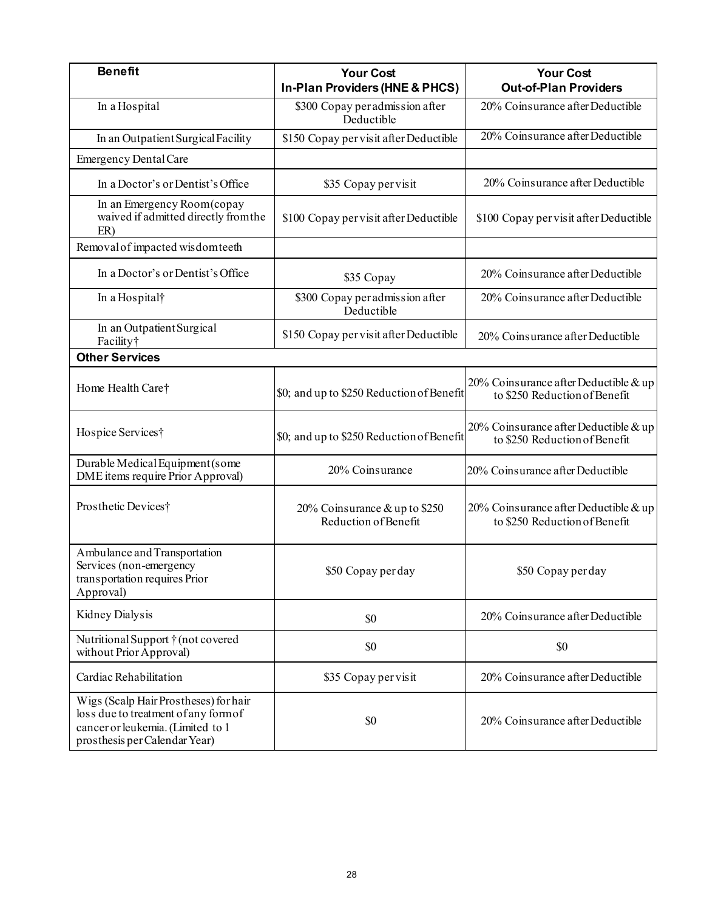| Benefit | Your Cost In-Plan Providers (HNE & PHCS) | Your Cost Out-of-Plan Providers |
|---|---|---|
| In a Hospital | $300 Copay per admission after Deductible | 20% Coinsurance after Deductible |
| In an Outpatient Surgical Facility | $150 Copay per visit after Deductible | 20% Coinsurance after Deductible |
| Emergency Dental Care | | |
| In a Doctor's or Dentist's Office | $35 Copay per visit | 20% Coinsurance after Deductible |
| In an Emergency Room (copay waived if admitted directly from the ER) | $100 Copay per visit after Deductible | $100 Copay per visit after Deductible |
| Removal of impacted wisdom teeth | | |
| In a Doctor's or Dentist's Office | $35 Copay | 20% Coinsurance after Deductible |
| In a Hospital† | $300 Copay per admission after Deductible | 20% Coinsurance after Deductible |
| In an Outpatient Surgical Facility† | $150 Copay per visit after Deductible | 20% Coinsurance after Deductible |
| **Other Services** | | |
| Home Health Care† | $0; and up to $250 Reduction of Benefit | 20% Coinsurance after Deductible & up to $250 Reduction of Benefit |
| Hospice Services† | $0; and up to $250 Reduction of Benefit | 20% Coinsurance after Deductible & up to $250 Reduction of Benefit |
| Durable Medical Equipment (some DME items require Prior Approval) | 20% Coinsurance | 20% Coinsurance after Deductible |
| Prosthetic Devices† | 20% Coinsurance & up to $250 Reduction of Benefit | 20% Coinsurance after Deductible & up to $250 Reduction of Benefit |
| Ambulance and Transportation Services (non-emergency transportation requires Prior Approval) | $50 Copay per day | $50 Copay per day |
| Kidney Dialysis | $0 | 20% Coinsurance after Deductible |
| Nutritional Support † (not covered without Prior Approval) | $0 | $0 |
| Cardiac Rehabilitation | $35 Copay per visit | 20% Coinsurance after Deductible |
| Wigs (Scalp Hair Prostheses) for hair loss due to treatment of any form of cancer or leukemia. (Limited to 1 prosthesis per Calendar Year) | $0 | 20% Coinsurance after Deductible |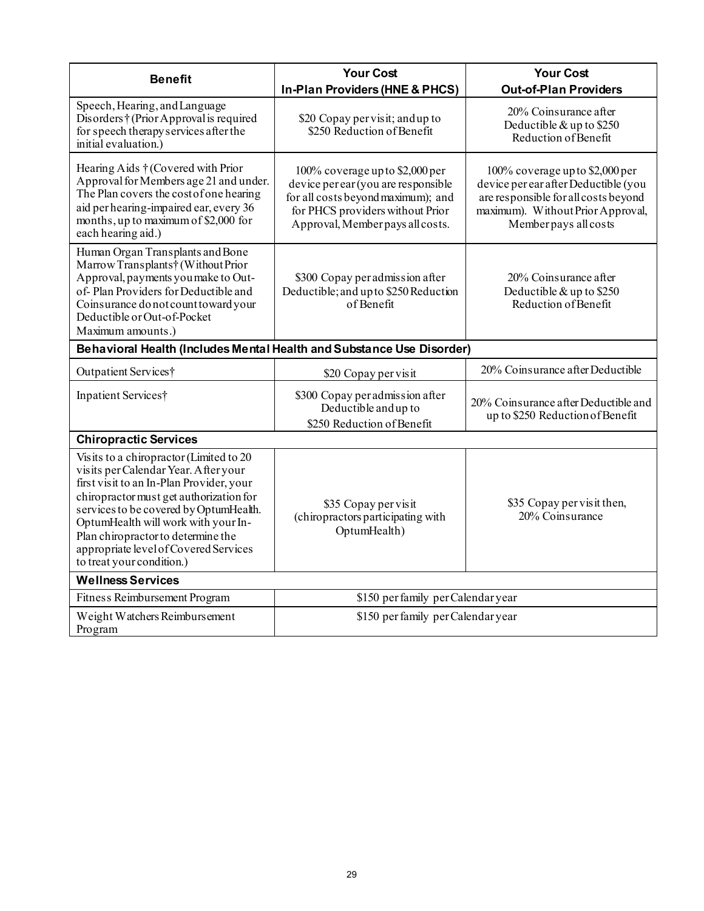| Benefit | Your Cost In-Plan Providers (HNE & PHCS) | Your Cost Out-of-Plan Providers |
|---|---|---|
| Speech, Hearing, and Language Disorders † (Prior Approval is required for speech therapy services after the initial evaluation.) | $20 Copay per visit; and up to $250 Reduction of Benefit | 20% Coinsurance after Deductible & up to $250 Reduction of Benefit |
| Hearing Aids † (Covered with Prior Approval for Members age 21 and under. The Plan covers the cost of one hearing aid per hearing-impaired ear, every 36 months, up to maximum of $2,000 for each hearing aid.) | 100% coverage up to $2,000 per device per ear (you are responsible for all costs beyond maximum); and for PHCS providers without Prior Approval, Member pays all costs. | 100% coverage up to $2,000 per device per ear after Deductible (you are responsible for all costs beyond maximum). Without Prior Approval, Member pays all costs |
| Human Organ Transplants and Bone Marrow Transplants† (Without Prior Approval, payments you make to Out-of- Plan Providers for Deductible and Coinsurance do not count toward your Deductible or Out-of-Pocket Maximum amounts.) | $300 Copay per admission after Deductible; and up to $250 Reduction of Benefit | 20% Coinsurance after Deductible & up to $250 Reduction of Benefit |
| **Behavioral Health (Includes Mental Health and Substance Use Disorder)** | | |
| Outpatient Services† | $20 Copay per visit | 20% Coinsurance after Deductible |
| Inpatient Services† | $300 Copay per admission after Deductible and up to $250 Reduction of Benefit | 20% Coinsurance after Deductible and up to $250 Reduction of Benefit |
| **Chiropractic Services** | | |
| Visits to a chiropractor (Limited to 20 visits per Calendar Year. After your first visit to an In-Plan Provider, your chiropractor must get authorization for services to be covered by OptumHealth. OptumHealth will work with your In-Plan chiropractor to determine the appropriate level of Covered Services to treat your condition.) | $35 Copay per visit (chiropractors participating with OptumHealth) | $35 Copay per visit then, 20% Coinsurance |
| **Wellness Services** | | |
| Fitness Reimbursement Program | $150 per family per Calendar year | |
| Weight Watchers Reimbursement Program | $150 per family per Calendar year | |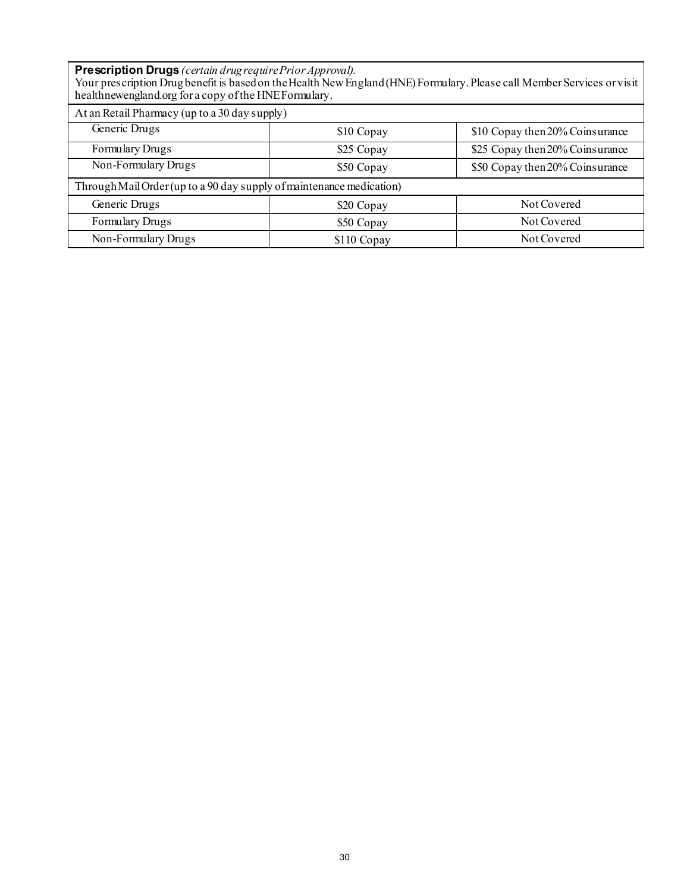| | | |
|---|---|---|
| **Prescription Drugs** *(certain drug require Prior Approval).* Your prescription Drug benefit is based on the Health New England (HNE) Formulary. Please call Member Services or visit healthnewengland.org for a copy of the HNE Formulary. | | |
| At an Retail Pharmacy (up to a 30 day supply) | | |
| Generic Drugs | $10 Copay | $10 Copay then 20% Coinsurance |
| Formulary Drugs | $25 Copay | $25 Copay then 20% Coinsurance |
| Non-Formulary Drugs | $50 Copay | $50 Copay then 20% Coinsurance |
| Through Mail Order (up to a 90 day supply of maintenance medication) | | |
| Generic Drugs | $20 Copay | Not Covered |
| Formulary Drugs | $50 Copay | Not Covered |
| Non-Formulary Drugs | $110 Copay | Not Covered |